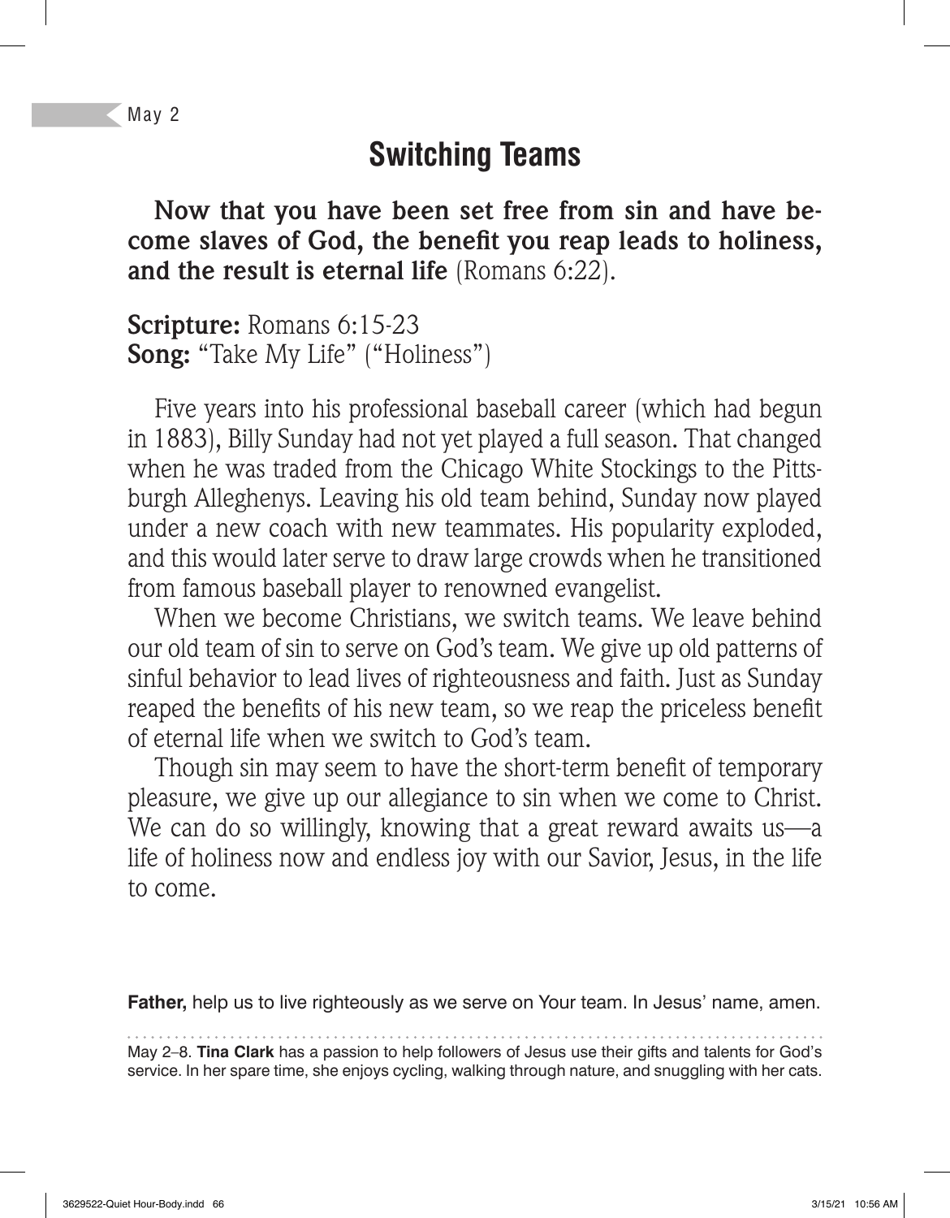May 2

# Switching Teams

**Now that you have been set free from sin and have become slaves of God, the benefit you reap leads to holiness, and the result is eternal life** (Romans 6:22).

**Scripture:** Romans 6:15-23
**Song:** "Take My Life" ("Holiness")

Five years into his professional baseball career (which had begun in 1883), Billy Sunday had not yet played a full season. That changed when he was traded from the Chicago White Stockings to the Pittsburgh Alleghenys. Leaving his old team behind, Sunday now played under a new coach with new teammates. His popularity exploded, and this would later serve to draw large crowds when he transitioned from famous baseball player to renowned evangelist.

When we become Christians, we switch teams. We leave behind our old team of sin to serve on God's team. We give up old patterns of sinful behavior to lead lives of righteousness and faith. Just as Sunday reaped the benefits of his new team, so we reap the priceless benefit of eternal life when we switch to God's team.

Though sin may seem to have the short-term benefit of temporary pleasure, we give up our allegiance to sin when we come to Christ. We can do so willingly, knowing that a great reward awaits us—a life of holiness now and endless joy with our Savior, Jesus, in the life to come.

**Father,** help us to live righteously as we serve on Your team. In Jesus' name, amen.

---

May 2–8. **Tina Clark** has a passion to help followers of Jesus use their gifts and talents for God's service. In her spare time, she enjoys cycling, walking through nature, and snuggling with her cats.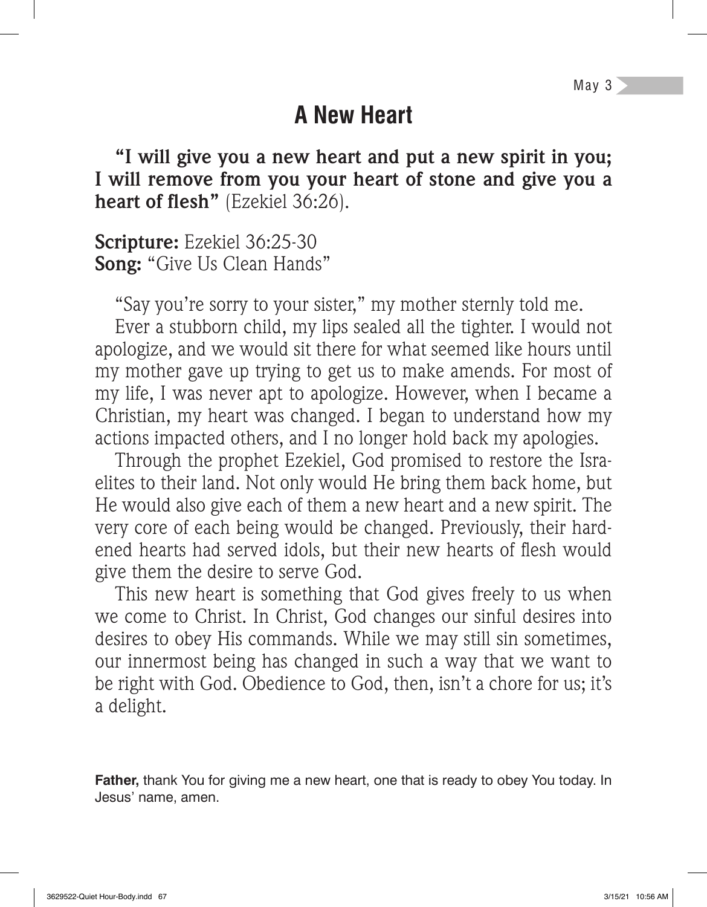May 3

# A New Heart

**"I will give you a new heart and put a new spirit in you; I will remove from you your heart of stone and give you a heart of flesh"** (Ezekiel 36:26).

**Scripture:** Ezekiel 36:25-30
**Song:** "Give Us Clean Hands"

"Say you're sorry to your sister," my mother sternly told me.

Ever a stubborn child, my lips sealed all the tighter. I would not apologize, and we would sit there for what seemed like hours until my mother gave up trying to get us to make amends. For most of my life, I was never apt to apologize. However, when I became a Christian, my heart was changed. I began to understand how my actions impacted others, and I no longer hold back my apologies.

Through the prophet Ezekiel, God promised to restore the Israelites to their land. Not only would He bring them back home, but He would also give each of them a new heart and a new spirit. The very core of each being would be changed. Previously, their hardened hearts had served idols, but their new hearts of flesh would give them the desire to serve God.

This new heart is something that God gives freely to us when we come to Christ. In Christ, God changes our sinful desires into desires to obey His commands. While we may still sin sometimes, our innermost being has changed in such a way that we want to be right with God. Obedience to God, then, isn't a chore for us; it's a delight.

**Father,** thank You for giving me a new heart, one that is ready to obey You today. In Jesus' name, amen.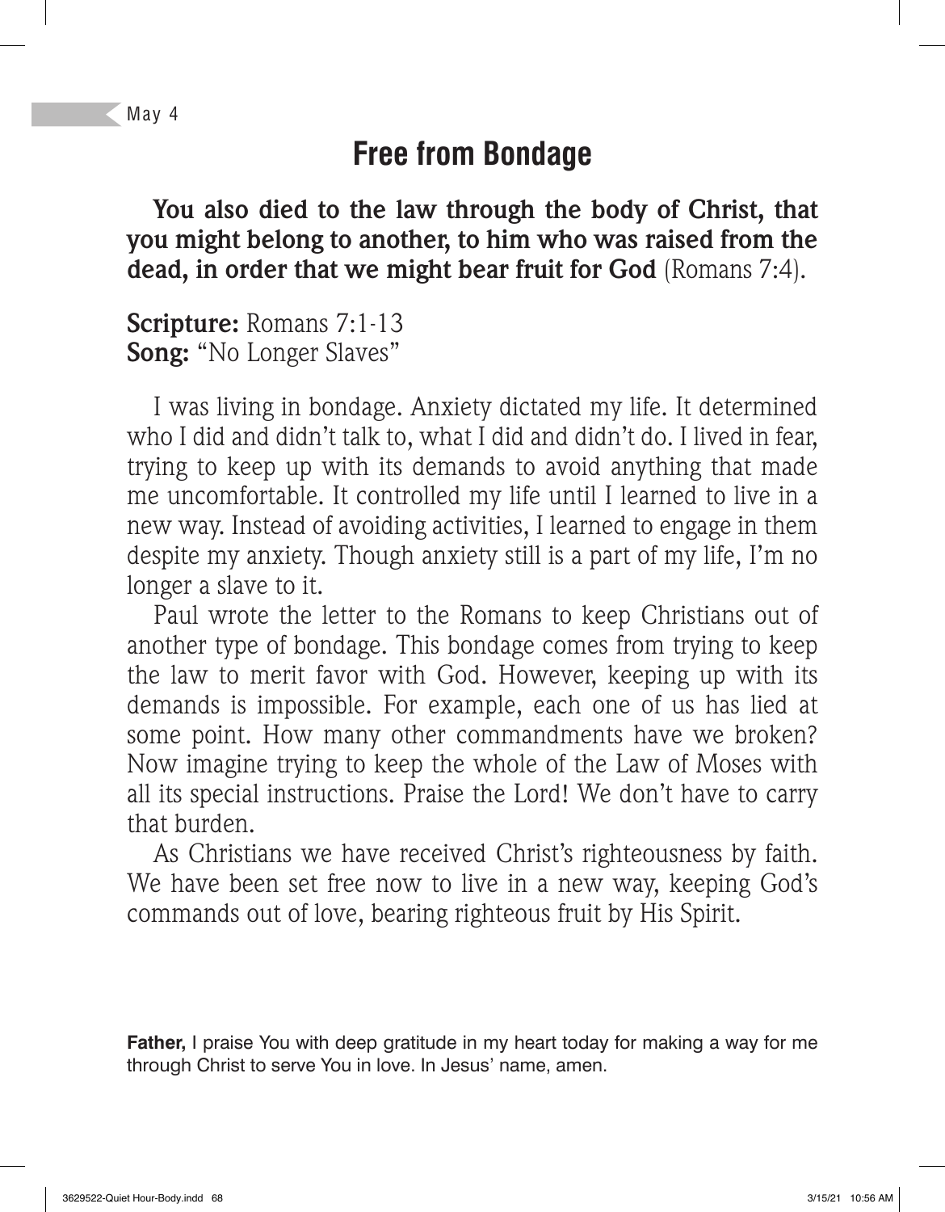May 4

# Free from Bondage

**You also died to the law through the body of Christ, that you might belong to another, to him who was raised from the dead, in order that we might bear fruit for God** (Romans 7:4).

**Scripture:** Romans 7:1-13
**Song:** "No Longer Slaves"

I was living in bondage. Anxiety dictated my life. It determined who I did and didn't talk to, what I did and didn't do. I lived in fear, trying to keep up with its demands to avoid anything that made me uncomfortable. It controlled my life until I learned to live in a new way. Instead of avoiding activities, I learned to engage in them despite my anxiety. Though anxiety still is a part of my life, I'm no longer a slave to it.

Paul wrote the letter to the Romans to keep Christians out of another type of bondage. This bondage comes from trying to keep the law to merit favor with God. However, keeping up with its demands is impossible. For example, each one of us has lied at some point. How many other commandments have we broken? Now imagine trying to keep the whole of the Law of Moses with all its special instructions. Praise the Lord! We don't have to carry that burden.

As Christians we have received Christ's righteousness by faith. We have been set free now to live in a new way, keeping God's commands out of love, bearing righteous fruit by His Spirit.

**Father,** I praise You with deep gratitude in my heart today for making a way for me through Christ to serve You in love. In Jesus' name, amen.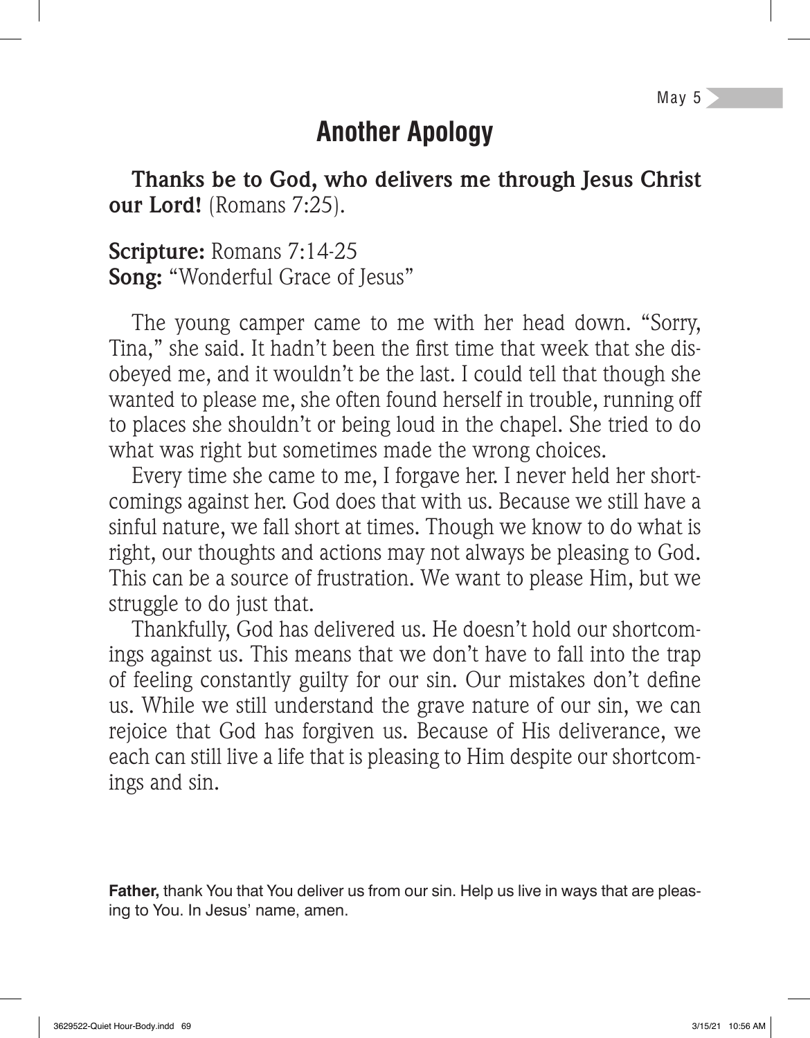May 5

# Another Apology

**Thanks be to God, who delivers me through Jesus Christ our Lord!** (Romans 7:25).

**Scripture:** Romans 7:14-25
**Song:** "Wonderful Grace of Jesus"

The young camper came to me with her head down. "Sorry, Tina," she said. It hadn't been the first time that week that she disobeyed me, and it wouldn't be the last. I could tell that though she wanted to please me, she often found herself in trouble, running off to places she shouldn't or being loud in the chapel. She tried to do what was right but sometimes made the wrong choices.

Every time she came to me, I forgave her. I never held her shortcomings against her. God does that with us. Because we still have a sinful nature, we fall short at times. Though we know to do what is right, our thoughts and actions may not always be pleasing to God. This can be a source of frustration. We want to please Him, but we struggle to do just that.

Thankfully, God has delivered us. He doesn't hold our shortcomings against us. This means that we don't have to fall into the trap of feeling constantly guilty for our sin. Our mistakes don't define us. While we still understand the grave nature of our sin, we can rejoice that God has forgiven us. Because of His deliverance, we each can still live a life that is pleasing to Him despite our shortcomings and sin.

**Father,** thank You that You deliver us from our sin. Help us live in ways that are pleasing to You. In Jesus' name, amen.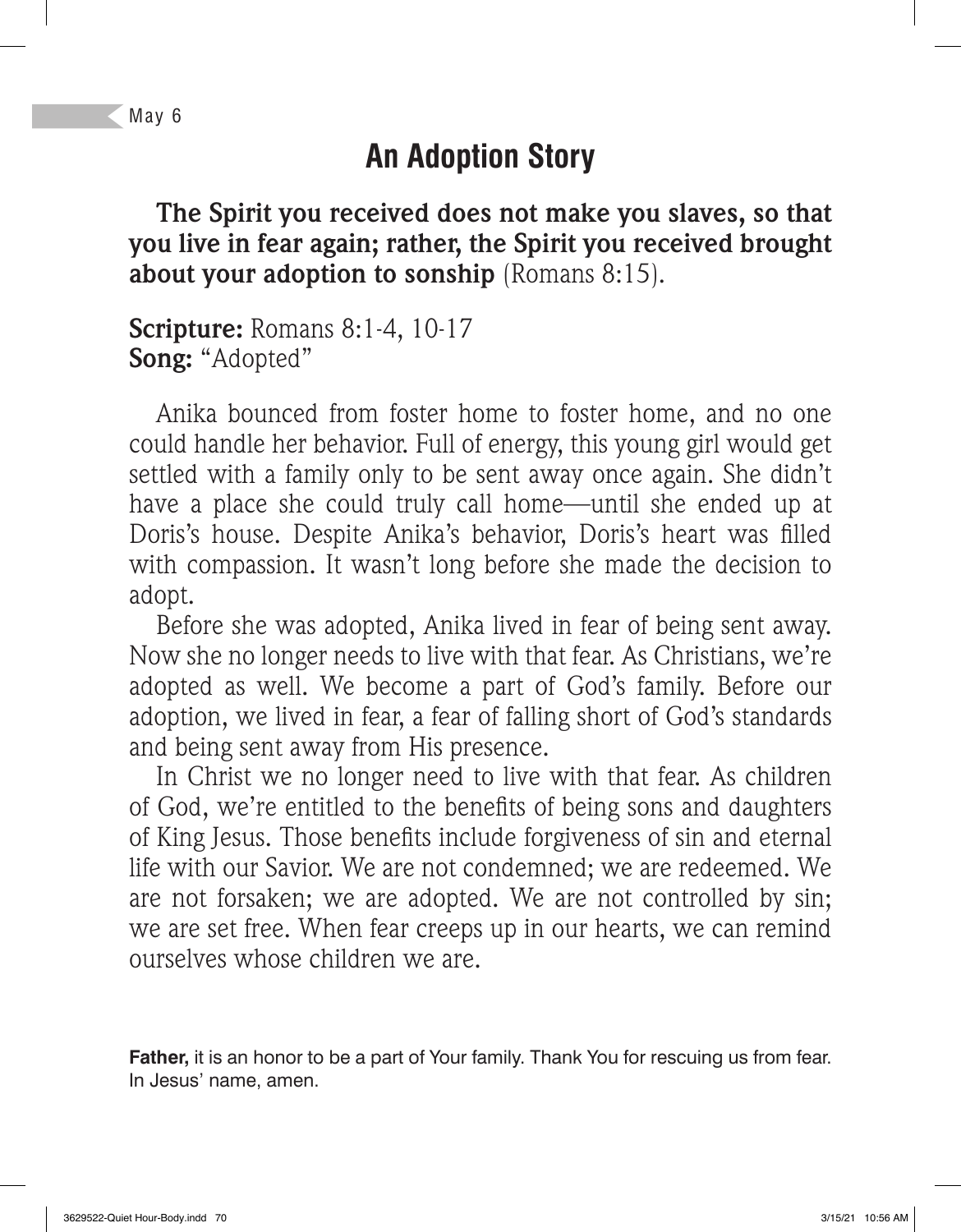May 6

# An Adoption Story

**The Spirit you received does not make you slaves, so that you live in fear again; rather, the Spirit you received brought about your adoption to sonship** (Romans 8:15).

**Scripture:** Romans 8:1-4, 10-17
**Song:** "Adopted"

Anika bounced from foster home to foster home, and no one could handle her behavior. Full of energy, this young girl would get settled with a family only to be sent away once again. She didn't have a place she could truly call home—until she ended up at Doris's house. Despite Anika's behavior, Doris's heart was filled with compassion. It wasn't long before she made the decision to adopt.

Before she was adopted, Anika lived in fear of being sent away. Now she no longer needs to live with that fear. As Christians, we're adopted as well. We become a part of God's family. Before our adoption, we lived in fear, a fear of falling short of God's standards and being sent away from His presence.

In Christ we no longer need to live with that fear. As children of God, we're entitled to the benefits of being sons and daughters of King Jesus. Those benefits include forgiveness of sin and eternal life with our Savior. We are not condemned; we are redeemed. We are not forsaken; we are adopted. We are not controlled by sin; we are set free. When fear creeps up in our hearts, we can remind ourselves whose children we are.

**Father,** it is an honor to be a part of Your family. Thank You for rescuing us from fear. In Jesus' name, amen.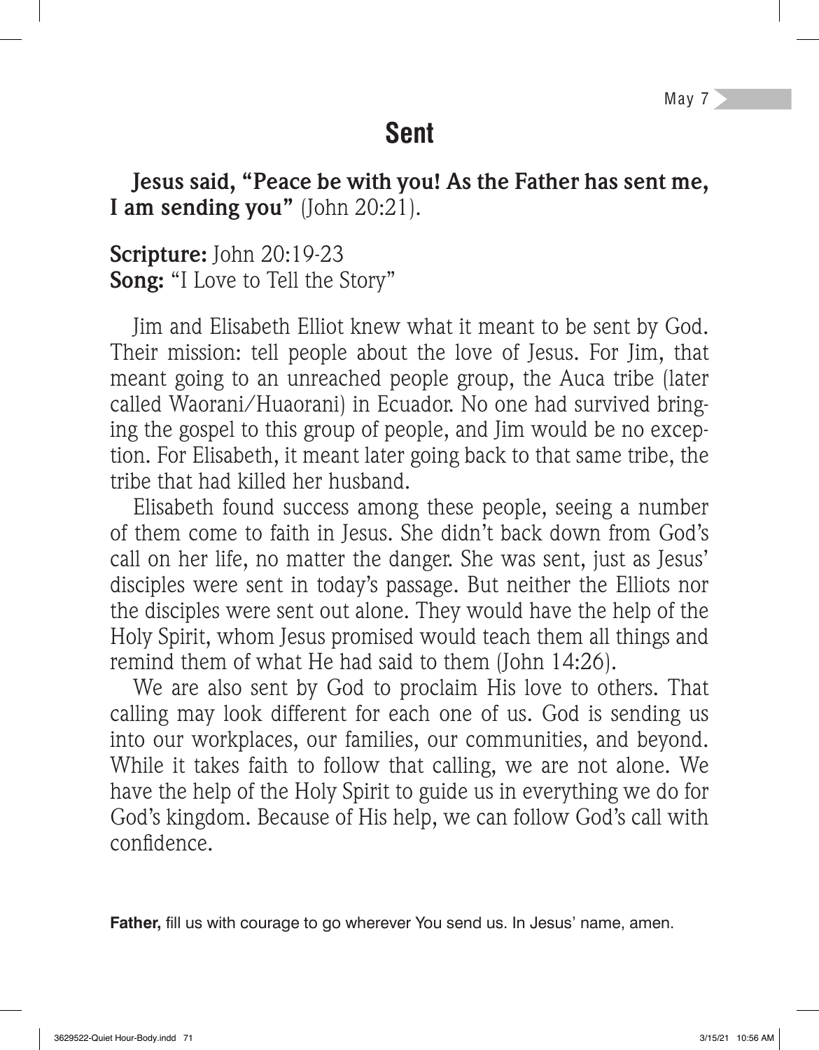May 7

# Sent

**Jesus said, "Peace be with you! As the Father has sent me, I am sending you"** (John 20:21).

**Scripture:** John 20:19-23
**Song:** "I Love to Tell the Story"

Jim and Elisabeth Elliot knew what it meant to be sent by God. Their mission: tell people about the love of Jesus. For Jim, that meant going to an unreached people group, the Auca tribe (later called Waorani/Huaorani) in Ecuador. No one had survived bringing the gospel to this group of people, and Jim would be no exception. For Elisabeth, it meant later going back to that same tribe, the tribe that had killed her husband.

Elisabeth found success among these people, seeing a number of them come to faith in Jesus. She didn't back down from God's call on her life, no matter the danger. She was sent, just as Jesus' disciples were sent in today's passage. But neither the Elliots nor the disciples were sent out alone. They would have the help of the Holy Spirit, whom Jesus promised would teach them all things and remind them of what He had said to them (John 14:26).

We are also sent by God to proclaim His love to others. That calling may look different for each one of us. God is sending us into our workplaces, our families, our communities, and beyond. While it takes faith to follow that calling, we are not alone. We have the help of the Holy Spirit to guide us in everything we do for God's kingdom. Because of His help, we can follow God's call with confidence.

**Father,** fill us with courage to go wherever You send us. In Jesus' name, amen.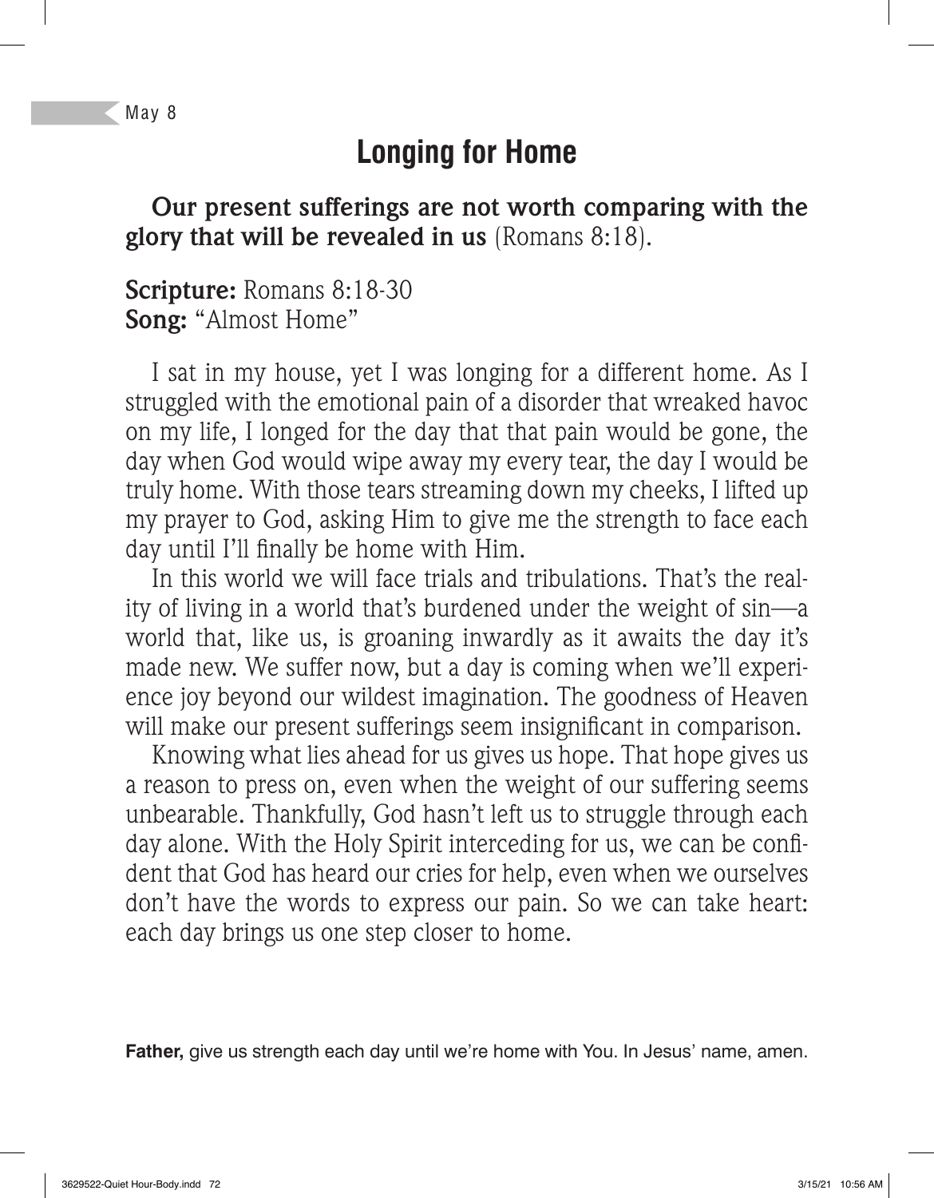May 8

# Longing for Home

**Our present sufferings are not worth comparing with the glory that will be revealed in us** (Romans 8:18).

**Scripture:** Romans 8:18-30
**Song:** "Almost Home"

I sat in my house, yet I was longing for a different home. As I struggled with the emotional pain of a disorder that wreaked havoc on my life, I longed for the day that that pain would be gone, the day when God would wipe away my every tear, the day I would be truly home. With those tears streaming down my cheeks, I lifted up my prayer to God, asking Him to give me the strength to face each day until I'll finally be home with Him.

In this world we will face trials and tribulations. That's the reality of living in a world that's burdened under the weight of sin—a world that, like us, is groaning inwardly as it awaits the day it's made new. We suffer now, but a day is coming when we'll experience joy beyond our wildest imagination. The goodness of Heaven will make our present sufferings seem insignificant in comparison.

Knowing what lies ahead for us gives us hope. That hope gives us a reason to press on, even when the weight of our suffering seems unbearable. Thankfully, God hasn't left us to struggle through each day alone. With the Holy Spirit interceding for us, we can be confident that God has heard our cries for help, even when we ourselves don't have the words to express our pain. So we can take heart: each day brings us one step closer to home.

**Father,** give us strength each day until we're home with You. In Jesus' name, amen.